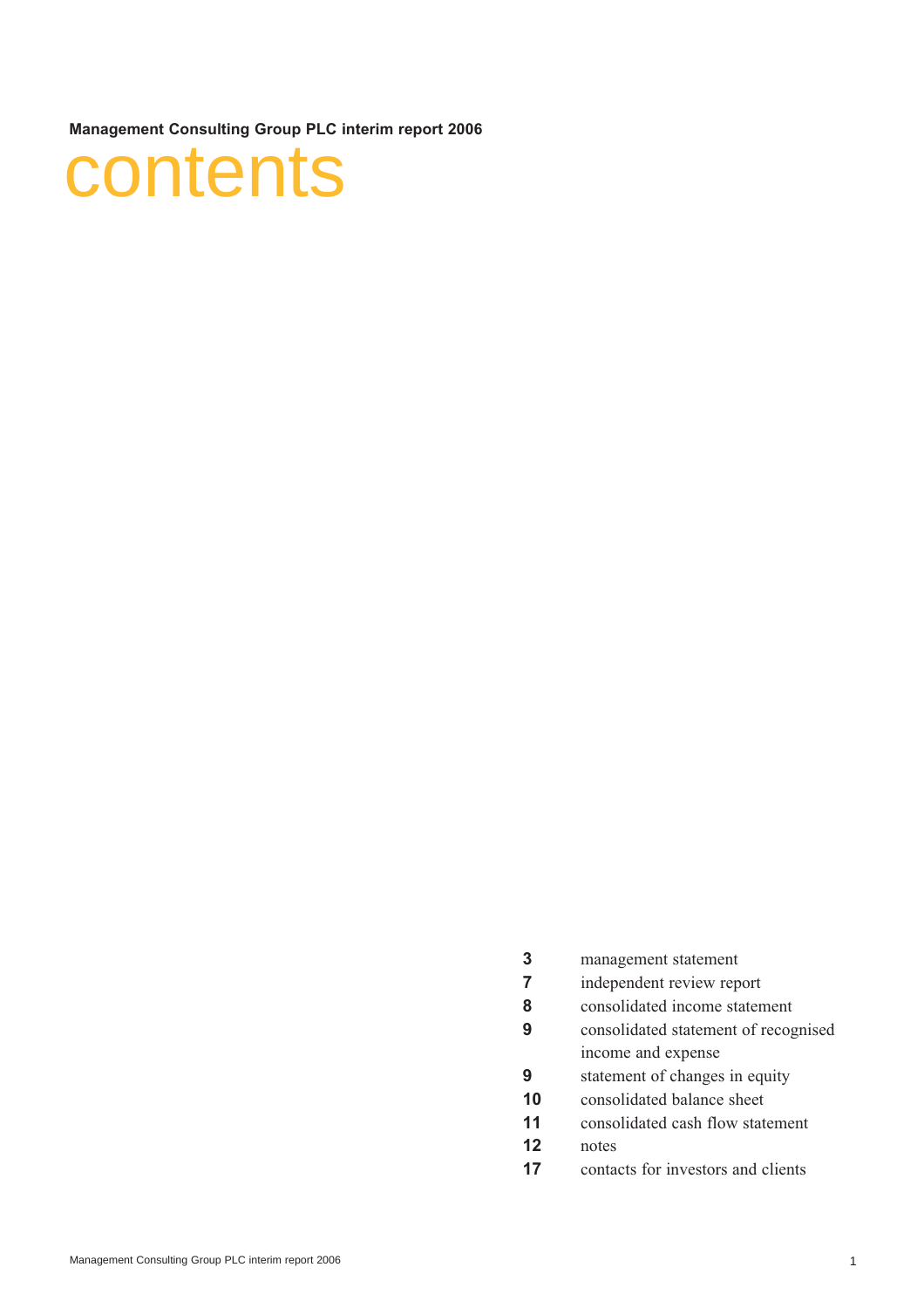**Management Consulting Group PLC interim report 2006**

# contents

| | |
|---|---|
| **3** | management statement |
| **7** | independent review report |
| **8** | consolidated income statement |
| **9** | consolidated statement of recognised income and expense |
| **9** | statement of changes in equity |
| **10** | consolidated balance sheet |
| **11** | consolidated cash flow statement |
| **12** | notes |
| **17** | contacts for investors and clients |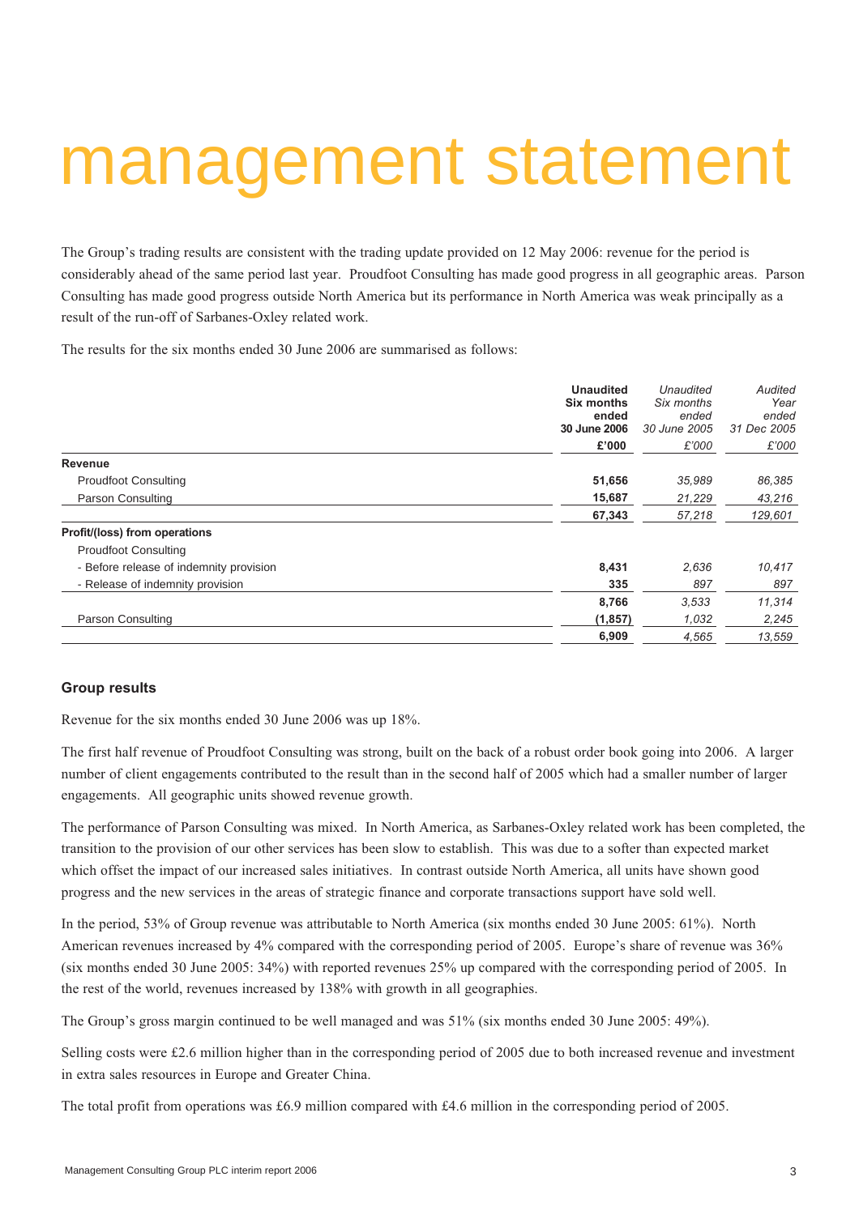# management statement

The Group's trading results are consistent with the trading update provided on 12 May 2006: revenue for the period is considerably ahead of the same period last year. Proudfoot Consulting has made good progress in all geographic areas. Parson Consulting has made good progress outside North America but its performance in North America was weak principally as a result of the run-off of Sarbanes-Oxley related work.

The results for the six months ended 30 June 2006 are summarised as follows:

| | **Unaudited Six months ended 30 June 2006** | *Unaudited Six months ended 30 June 2005* | *Audited Year ended 31 Dec 2005* |
|---|---|---|---|
| | **£'000** | *£'000* | *£'000* |
| **Revenue** | | | |
| Proudfoot Consulting | **51,656** | *35,989* | *86,385* |
| Parson Consulting | **15,687** | *21,229* | *43,216* |
| | **67,343** | *57,218* | *129,601* |
| **Profit/(loss) from operations** | | | |
| Proudfoot Consulting | | | |
| - Before release of indemnity provision | **8,431** | *2,636* | *10,417* |
| - Release of indemnity provision | **335** | *897* | *897* |
| | **8,766** | *3,533* | *11,314* |
| Parson Consulting | **(1,857)** | *1,032* | *2,245* |
| | **6,909** | *4,565* | *13,559* |

## Group results

Revenue for the six months ended 30 June 2006 was up 18%.

The first half revenue of Proudfoot Consulting was strong, built on the back of a robust order book going into 2006. A larger number of client engagements contributed to the result than in the second half of 2005 which had a smaller number of larger engagements. All geographic units showed revenue growth.

The performance of Parson Consulting was mixed. In North America, as Sarbanes-Oxley related work has been completed, the transition to the provision of our other services has been slow to establish. This was due to a softer than expected market which offset the impact of our increased sales initiatives. In contrast outside North America, all units have shown good progress and the new services in the areas of strategic finance and corporate transactions support have sold well.

In the period, 53% of Group revenue was attributable to North America (six months ended 30 June 2005: 61%). North American revenues increased by 4% compared with the corresponding period of 2005. Europe's share of revenue was 36% (six months ended 30 June 2005: 34%) with reported revenues 25% up compared with the corresponding period of 2005. In the rest of the world, revenues increased by 138% with growth in all geographies.

The Group's gross margin continued to be well managed and was 51% (six months ended 30 June 2005: 49%).

Selling costs were £2.6 million higher than in the corresponding period of 2005 due to both increased revenue and investment in extra sales resources in Europe and Greater China.

The total profit from operations was £6.9 million compared with £4.6 million in the corresponding period of 2005.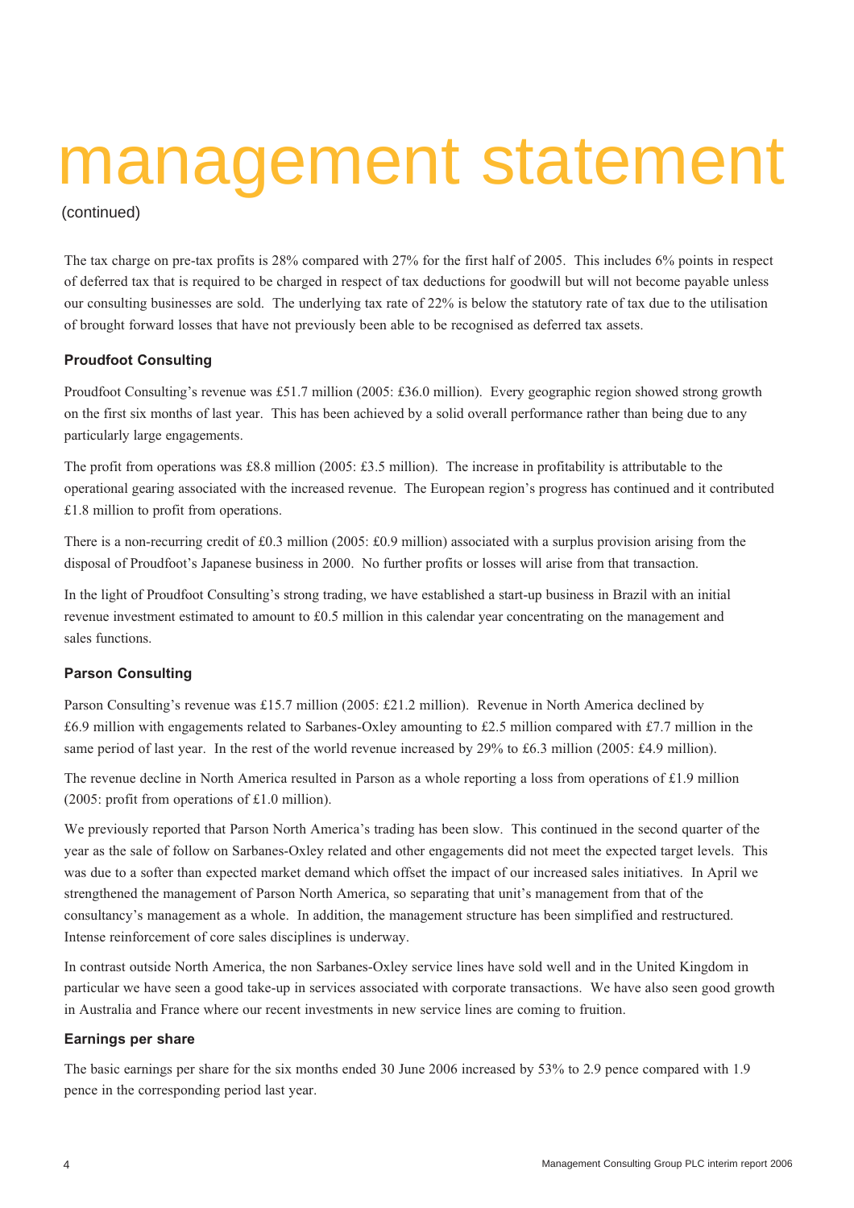# management statement

(continued)

The tax charge on pre-tax profits is 28% compared with 27% for the first half of 2005. This includes 6% points in respect of deferred tax that is required to be charged in respect of tax deductions for goodwill but will not become payable unless our consulting businesses are sold. The underlying tax rate of 22% is below the statutory rate of tax due to the utilisation of brought forward losses that have not previously been able to be recognised as deferred tax assets.

### Proudfoot Consulting

Proudfoot Consulting's revenue was £51.7 million (2005: £36.0 million). Every geographic region showed strong growth on the first six months of last year. This has been achieved by a solid overall performance rather than being due to any particularly large engagements.

The profit from operations was £8.8 million (2005: £3.5 million). The increase in profitability is attributable to the operational gearing associated with the increased revenue. The European region's progress has continued and it contributed £1.8 million to profit from operations.

There is a non-recurring credit of £0.3 million (2005: £0.9 million) associated with a surplus provision arising from the disposal of Proudfoot's Japanese business in 2000. No further profits or losses will arise from that transaction.

In the light of Proudfoot Consulting's strong trading, we have established a start-up business in Brazil with an initial revenue investment estimated to amount to £0.5 million in this calendar year concentrating on the management and sales functions.

### Parson Consulting

Parson Consulting's revenue was £15.7 million (2005: £21.2 million). Revenue in North America declined by £6.9 million with engagements related to Sarbanes-Oxley amounting to £2.5 million compared with £7.7 million in the same period of last year. In the rest of the world revenue increased by 29% to £6.3 million (2005: £4.9 million).

The revenue decline in North America resulted in Parson as a whole reporting a loss from operations of £1.9 million (2005: profit from operations of £1.0 million).

We previously reported that Parson North America's trading has been slow. This continued in the second quarter of the year as the sale of follow on Sarbanes-Oxley related and other engagements did not meet the expected target levels. This was due to a softer than expected market demand which offset the impact of our increased sales initiatives. In April we strengthened the management of Parson North America, so separating that unit's management from that of the consultancy's management as a whole. In addition, the management structure has been simplified and restructured. Intense reinforcement of core sales disciplines is underway.

In contrast outside North America, the non Sarbanes-Oxley service lines have sold well and in the United Kingdom in particular we have seen a good take-up in services associated with corporate transactions. We have also seen good growth in Australia and France where our recent investments in new service lines are coming to fruition.

### Earnings per share

The basic earnings per share for the six months ended 30 June 2006 increased by 53% to 2.9 pence compared with 1.9 pence in the corresponding period last year.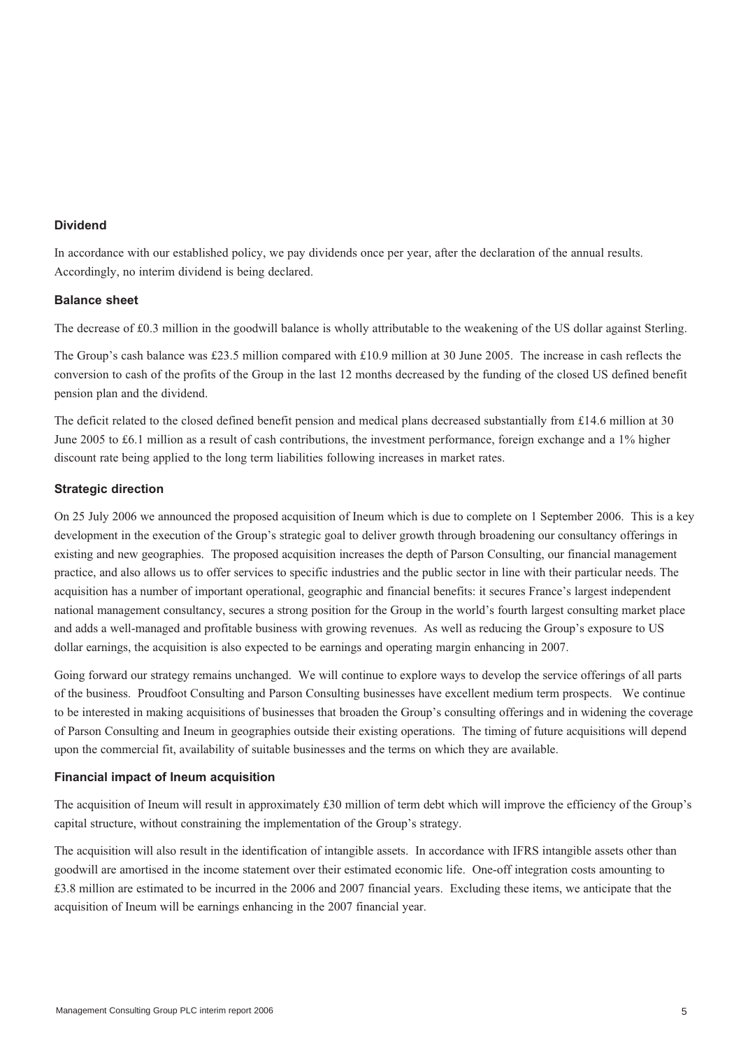## Dividend

In accordance with our established policy, we pay dividends once per year, after the declaration of the annual results. Accordingly, no interim dividend is being declared.

## Balance sheet

The decrease of £0.3 million in the goodwill balance is wholly attributable to the weakening of the US dollar against Sterling.

The Group's cash balance was £23.5 million compared with £10.9 million at 30 June 2005. The increase in cash reflects the conversion to cash of the profits of the Group in the last 12 months decreased by the funding of the closed US defined benefit pension plan and the dividend.

The deficit related to the closed defined benefit pension and medical plans decreased substantially from £14.6 million at 30 June 2005 to £6.1 million as a result of cash contributions, the investment performance, foreign exchange and a 1% higher discount rate being applied to the long term liabilities following increases in market rates.

## Strategic direction

On 25 July 2006 we announced the proposed acquisition of Ineum which is due to complete on 1 September 2006. This is a key development in the execution of the Group's strategic goal to deliver growth through broadening our consultancy offerings in existing and new geographies. The proposed acquisition increases the depth of Parson Consulting, our financial management practice, and also allows us to offer services to specific industries and the public sector in line with their particular needs. The acquisition has a number of important operational, geographic and financial benefits: it secures France's largest independent national management consultancy, secures a strong position for the Group in the world's fourth largest consulting market place and adds a well-managed and profitable business with growing revenues. As well as reducing the Group's exposure to US dollar earnings, the acquisition is also expected to be earnings and operating margin enhancing in 2007.

Going forward our strategy remains unchanged. We will continue to explore ways to develop the service offerings of all parts of the business. Proudfoot Consulting and Parson Consulting businesses have excellent medium term prospects. We continue to be interested in making acquisitions of businesses that broaden the Group's consulting offerings and in widening the coverage of Parson Consulting and Ineum in geographies outside their existing operations. The timing of future acquisitions will depend upon the commercial fit, availability of suitable businesses and the terms on which they are available.

## Financial impact of Ineum acquisition

The acquisition of Ineum will result in approximately £30 million of term debt which will improve the efficiency of the Group's capital structure, without constraining the implementation of the Group's strategy.

The acquisition will also result in the identification of intangible assets. In accordance with IFRS intangible assets other than goodwill are amortised in the income statement over their estimated economic life. One-off integration costs amounting to £3.8 million are estimated to be incurred in the 2006 and 2007 financial years. Excluding these items, we anticipate that the acquisition of Ineum will be earnings enhancing in the 2007 financial year.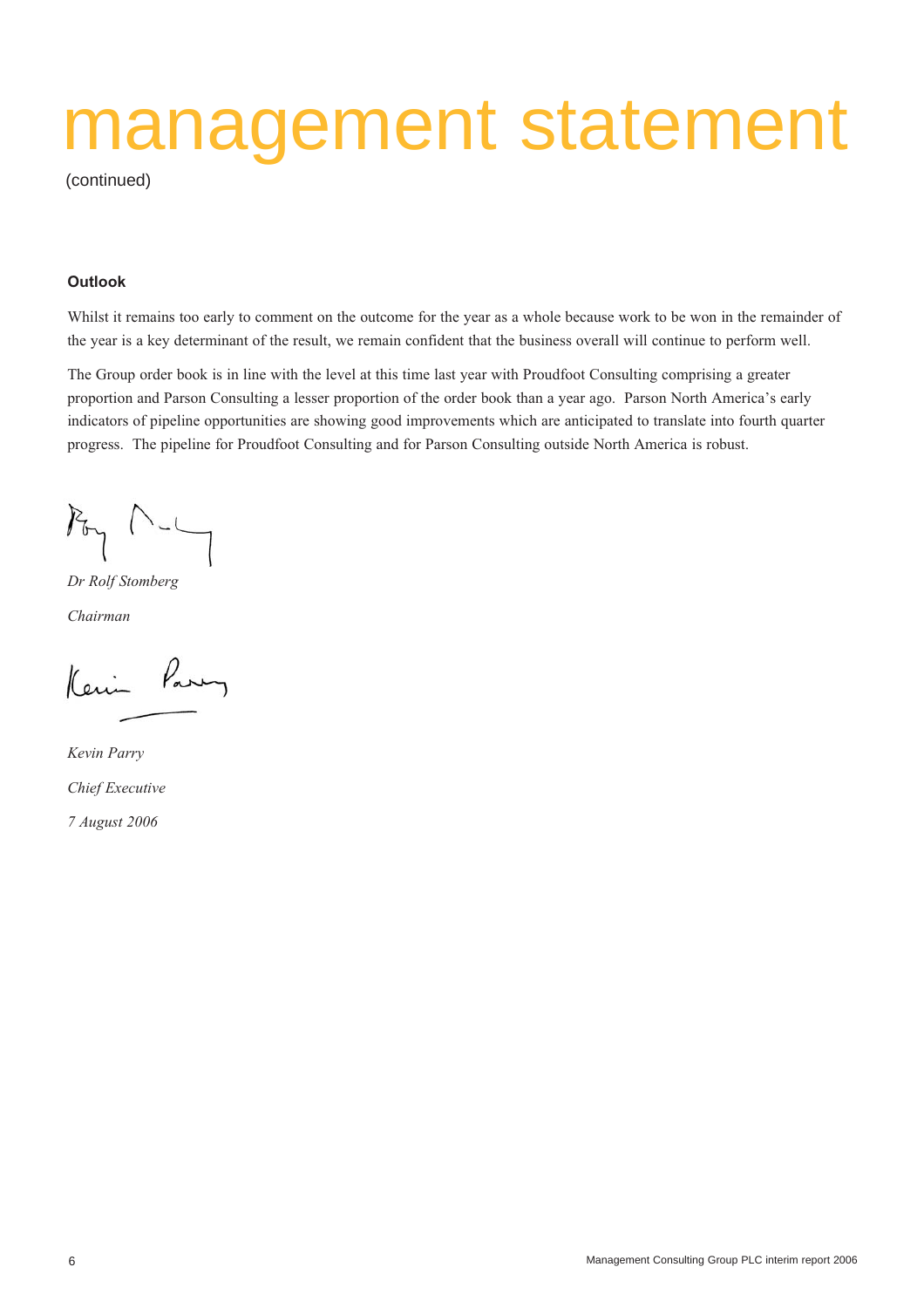# management statement

(continued)

**Outlook**

Whilst it remains too early to comment on the outcome for the year as a whole because work to be won in the remainder of the year is a key determinant of the result, we remain confident that the business overall will continue to perform well.

The Group order book is in line with the level at this time last year with Proudfoot Consulting comprising a greater proportion and Parson Consulting a lesser proportion of the order book than a year ago. Parson North America's early indicators of pipeline opportunities are showing good improvements which are anticipated to translate into fourth quarter progress. The pipeline for Proudfoot Consulting and for Parson Consulting outside North America is robust.

*Dr Rolf Stomberg*

*Chairman*

*Kevin Parry*

*Chief Executive*

*7 August 2006*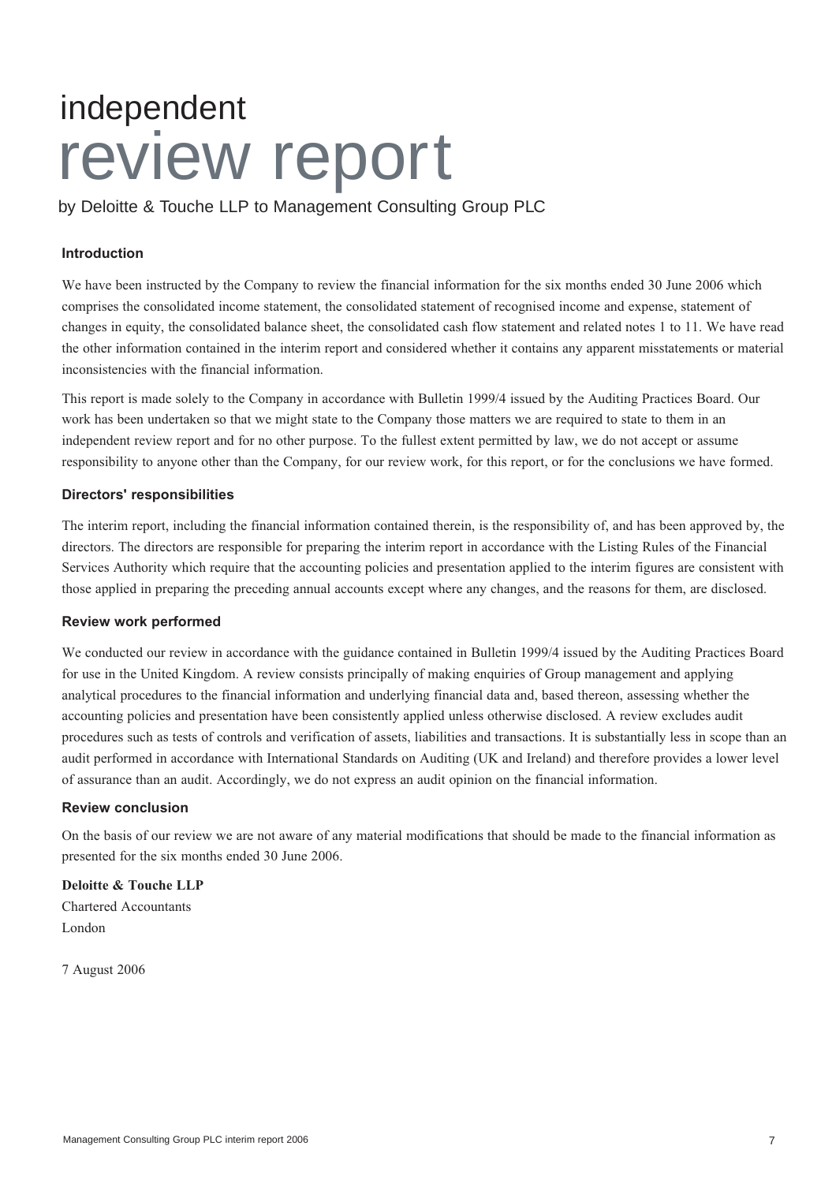# independent review report

by Deloitte & Touche LLP to Management Consulting Group PLC

### Introduction

We have been instructed by the Company to review the financial information for the six months ended 30 June 2006 which comprises the consolidated income statement, the consolidated statement of recognised income and expense, statement of changes in equity, the consolidated balance sheet, the consolidated cash flow statement and related notes 1 to 11. We have read the other information contained in the interim report and considered whether it contains any apparent misstatements or material inconsistencies with the financial information.

This report is made solely to the Company in accordance with Bulletin 1999/4 issued by the Auditing Practices Board. Our work has been undertaken so that we might state to the Company those matters we are required to state to them in an independent review report and for no other purpose. To the fullest extent permitted by law, we do not accept or assume responsibility to anyone other than the Company, for our review work, for this report, or for the conclusions we have formed.

### Directors' responsibilities

The interim report, including the financial information contained therein, is the responsibility of, and has been approved by, the directors. The directors are responsible for preparing the interim report in accordance with the Listing Rules of the Financial Services Authority which require that the accounting policies and presentation applied to the interim figures are consistent with those applied in preparing the preceding annual accounts except where any changes, and the reasons for them, are disclosed.

### Review work performed

We conducted our review in accordance with the guidance contained in Bulletin 1999/4 issued by the Auditing Practices Board for use in the United Kingdom. A review consists principally of making enquiries of Group management and applying analytical procedures to the financial information and underlying financial data and, based thereon, assessing whether the accounting policies and presentation have been consistently applied unless otherwise disclosed. A review excludes audit procedures such as tests of controls and verification of assets, liabilities and transactions. It is substantially less in scope than an audit performed in accordance with International Standards on Auditing (UK and Ireland) and therefore provides a lower level of assurance than an audit. Accordingly, we do not express an audit opinion on the financial information.

### Review conclusion

On the basis of our review we are not aware of any material modifications that should be made to the financial information as presented for the six months ended 30 June 2006.

**Deloitte & Touche LLP**
Chartered Accountants
London

7 August 2006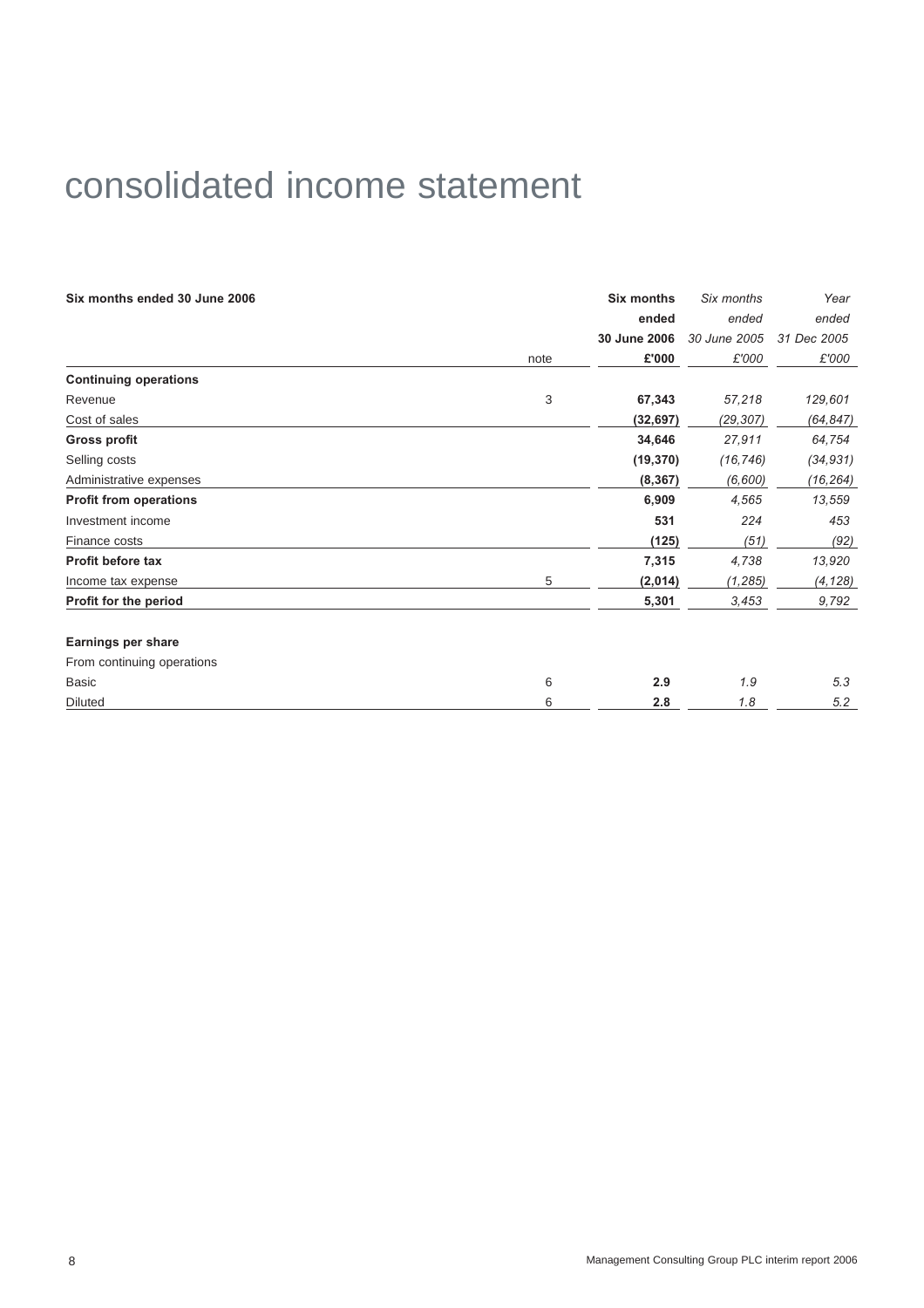# consolidated income statement

| Six months ended 30 June 2006 | note | Six months ended 30 June 2006 £'000 | *Six months ended 30 June 2005 £'000* | *Year ended 31 Dec 2005 £'000* |
|---|---|---|---|---|
| **Continuing operations** | | | | |
| Revenue | 3 | **67,343** | *57,218* | *129,601* |
| Cost of sales | | **(32,697)** | *(29,307)* | *(64,847)* |
| **Gross profit** | | **34,646** | *27,911* | *64,754* |
| Selling costs | | **(19,370)** | *(16,746)* | *(34,931)* |
| Administrative expenses | | **(8,367)** | *(6,600)* | *(16,264)* |
| **Profit from operations** | | **6,909** | *4,565* | *13,559* |
| Investment income | | **531** | *224* | *453* |
| Finance costs | | **(125)** | *(51)* | *(92)* |
| **Profit before tax** | | **7,315** | *4,738* | *13,920* |
| Income tax expense | 5 | **(2,014)** | *(1,285)* | *(4,128)* |
| **Profit for the period** | | **5,301** | *3,453* | *9,792* |
| | | | | |
| **Earnings per share** | | | | |
| From continuing operations | | | | |
| Basic | 6 | **2.9** | *1.9* | *5.3* |
| Diluted | 6 | **2.8** | *1.8* | *5.2* |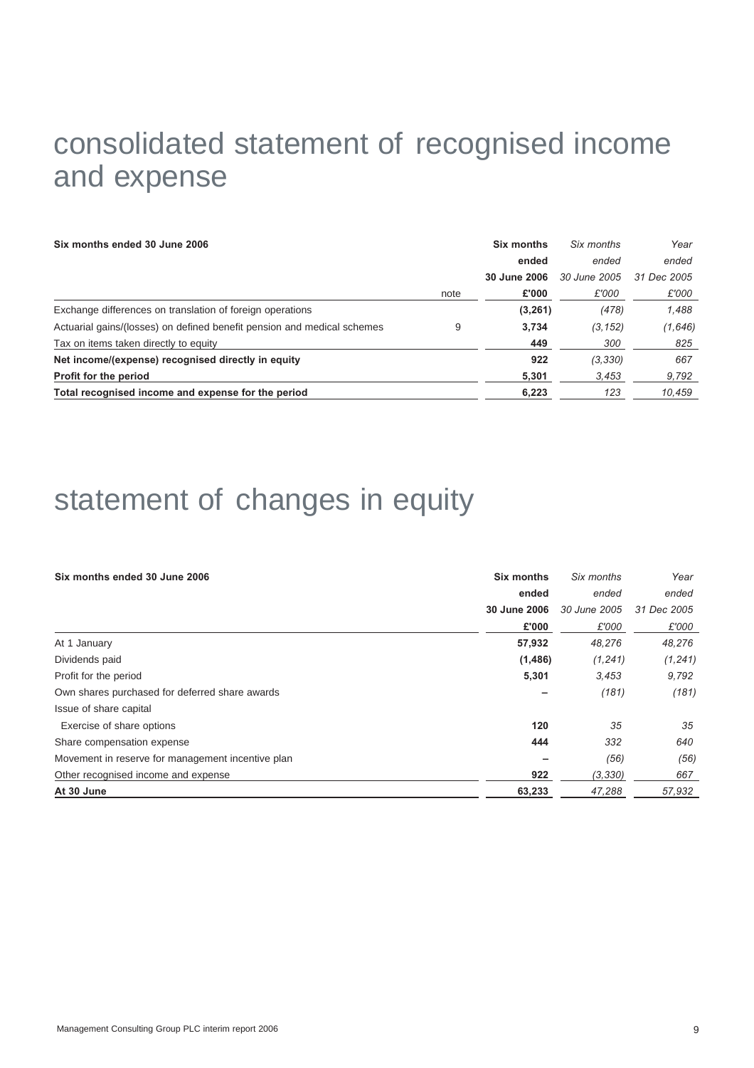# consolidated statement of recognised income and expense

| Six months ended 30 June 2006 | note | Six months ended 30 June 2006 £'000 | *Six months ended 30 June 2005 £'000* | *Year ended 31 Dec 2005 £'000* |
|---|---|---|---|---|
| Exchange differences on translation of foreign operations | | **(3,261)** | *(478)* | *1,488* |
| Actuarial gains/(losses) on defined benefit pension and medical schemes | 9 | **3,734** | *(3,152)* | *(1,646)* |
| Tax on items taken directly to equity | | **449** | *300* | *825* |
| **Net income/(expense) recognised directly in equity** | | **922** | *(3,330)* | *667* |
| **Profit for the period** | | **5,301** | *3,453* | *9,792* |
| **Total recognised income and expense for the period** | | **6,223** | *123* | *10,459* |

# statement of changes in equity

| Six months ended 30 June 2006 | Six months ended 30 June 2006 £'000 | *Six months ended 30 June 2005 £'000* | *Year ended 31 Dec 2005 £'000* |
|---|---|---|---|
| At 1 January | **57,932** | *48,276* | *48,276* |
| Dividends paid | **(1,486)** | *(1,241)* | *(1,241)* |
| Profit for the period | **5,301** | *3,453* | *9,792* |
| Own shares purchased for deferred share awards | **–** | *(181)* | *(181)* |
| Issue of share capital | | | |
| Exercise of share options | **120** | *35* | *35* |
| Share compensation expense | **444** | *332* | *640* |
| Movement in reserve for management incentive plan | **–** | *(56)* | *(56)* |
| Other recognised income and expense | **922** | *(3,330)* | *667* |
| **At 30 June** | **63,233** | *47,288* | *57,932* |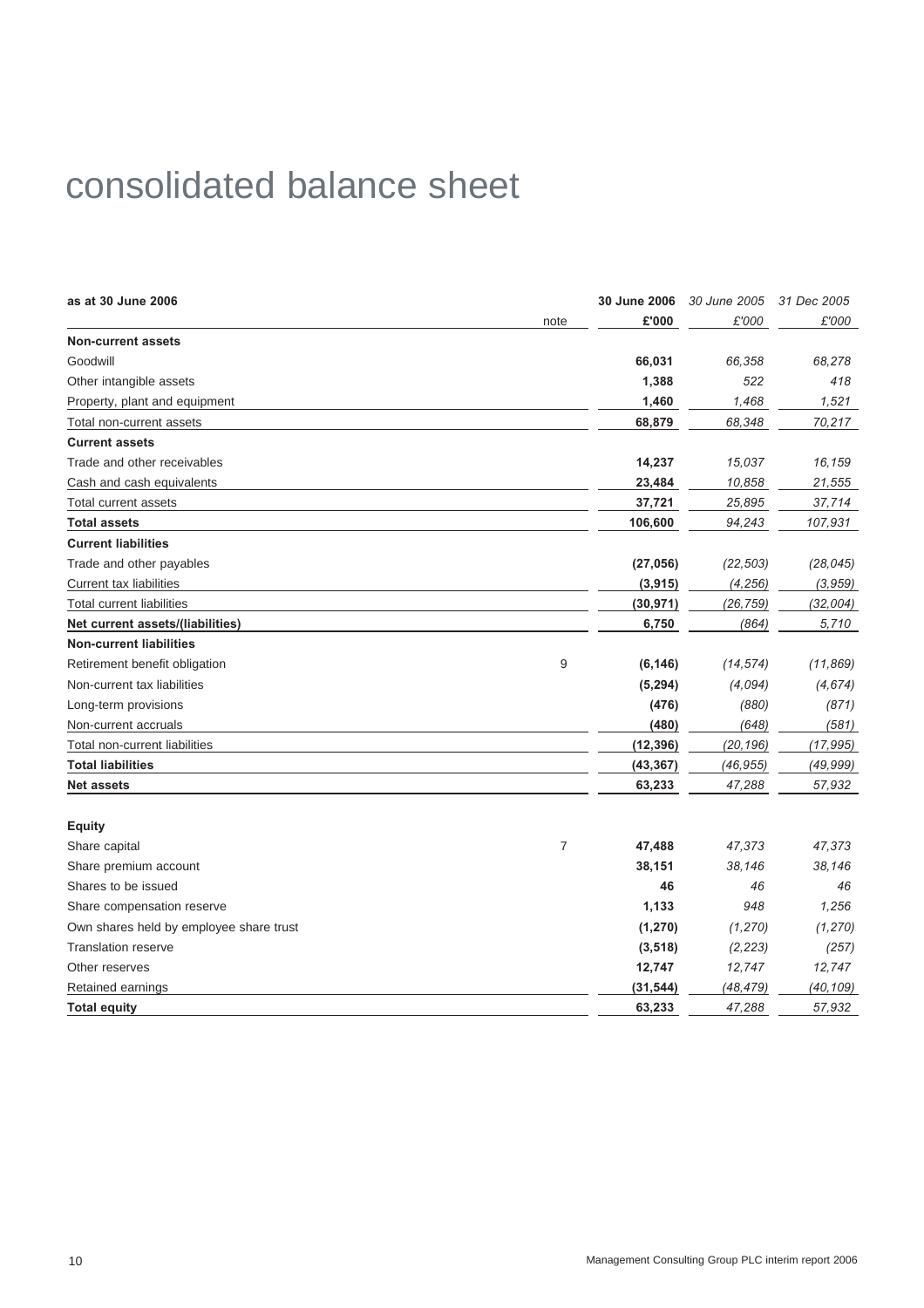# consolidated balance sheet

| as at 30 June 2006 | note | 30 June 2006 £'000 | 30 June 2005 £'000 | 31 Dec 2005 £'000 |
|---|---|---|---|---|
| **Non-current assets** | | | | |
| Goodwill | | **66,031** | *66,358* | *68,278* |
| Other intangible assets | | **1,388** | *522* | *418* |
| Property, plant and equipment | | **1,460** | *1,468* | *1,521* |
| Total non-current assets | | **68,879** | *68,348* | *70,217* |
| **Current assets** | | | | |
| Trade and other receivables | | **14,237** | *15,037* | *16,159* |
| Cash and cash equivalents | | **23,484** | *10,858* | *21,555* |
| Total current assets | | **37,721** | *25,895* | *37,714* |
| **Total assets** | | **106,600** | *94,243* | *107,931* |
| **Current liabilities** | | | | |
| Trade and other payables | | **(27,056)** | *(22,503)* | *(28,045)* |
| Current tax liabilities | | **(3,915)** | *(4,256)* | *(3,959)* |
| Total current liabilities | | **(30,971)** | *(26,759)* | *(32,004)* |
| **Net current assets/(liabilities)** | | **6,750** | *(864)* | *5,710* |
| **Non-current liabilities** | | | | |
| Retirement benefit obligation | 9 | **(6,146)** | *(14,574)* | *(11,869)* |
| Non-current tax liabilities | | **(5,294)** | *(4,094)* | *(4,674)* |
| Long-term provisions | | **(476)** | *(880)* | *(871)* |
| Non-current accruals | | **(480)** | *(648)* | *(581)* |
| Total non-current liabilities | | **(12,396)** | *(20,196)* | *(17,995)* |
| **Total liabilities** | | **(43,367)** | *(46,955)* | *(49,999)* |
| **Net assets** | | **63,233** | *47,288* | *57,932* |
| | | | | |
| **Equity** | | | | |
| Share capital | 7 | **47,488** | *47,373* | *47,373* |
| Share premium account | | **38,151** | *38,146* | *38,146* |
| Shares to be issued | | **46** | *46* | *46* |
| Share compensation reserve | | **1,133** | *948* | *1,256* |
| Own shares held by employee share trust | | **(1,270)** | *(1,270)* | *(1,270)* |
| Translation reserve | | **(3,518)** | *(2,223)* | *(257)* |
| Other reserves | | **12,747** | *12,747* | *12,747* |
| Retained earnings | | **(31,544)** | *(48,479)* | *(40,109)* |
| **Total equity** | | **63,233** | *47,288* | *57,932* |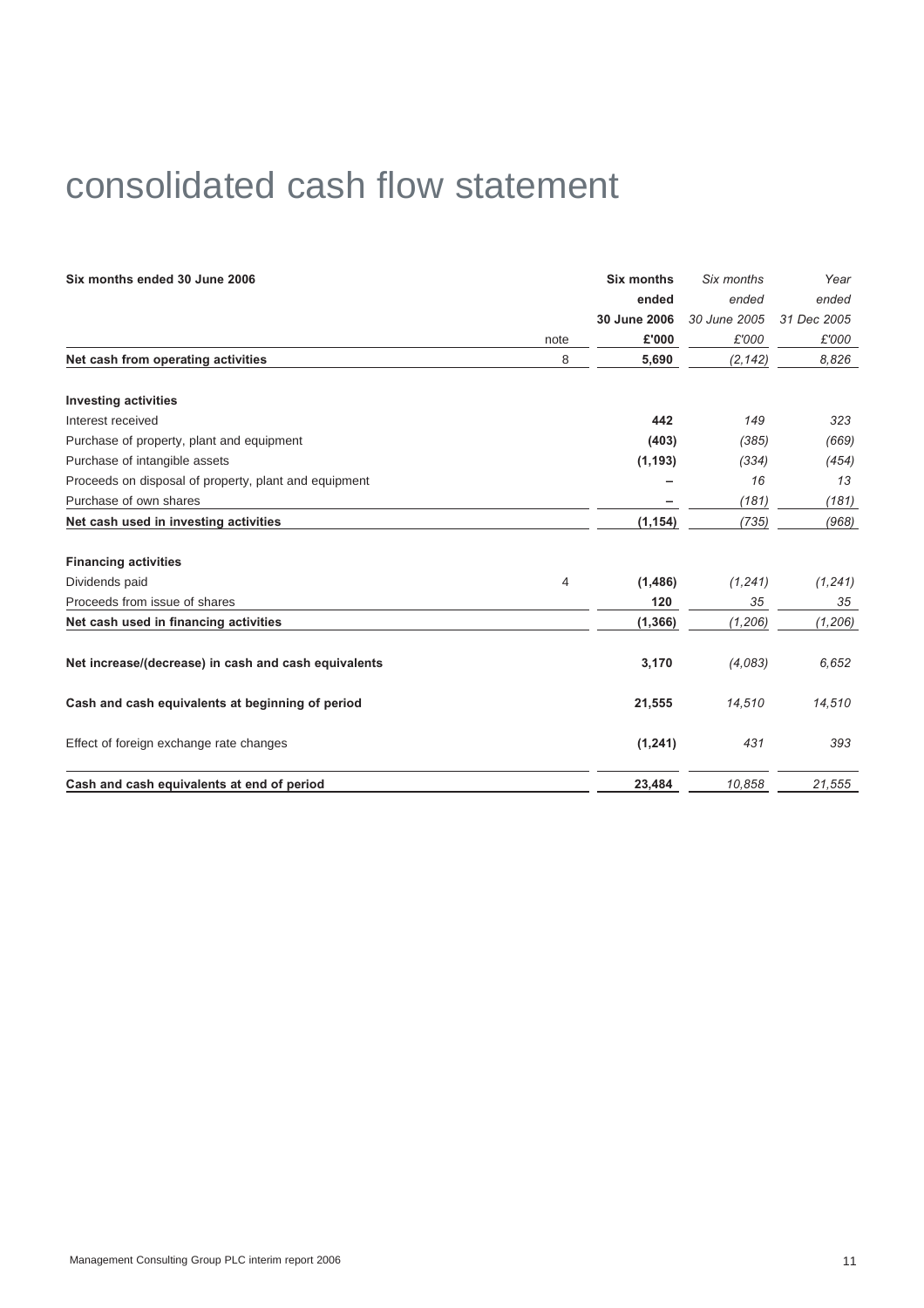# consolidated cash flow statement

| Six months ended 30 June 2006 | note | Six months ended 30 June 2006 £'000 | *Six months ended 30 June 2005 £'000* | *Year ended 31 Dec 2005 £'000* |
|---|---|---|---|---|
| **Net cash from operating activities** | 8 | **5,690** | *(2,142)* | *8,826* |
| | | | | |
| **Investing activities** | | | | |
| Interest received | | **442** | *149* | *323* |
| Purchase of property, plant and equipment | | **(403)** | *(385)* | *(669)* |
| Purchase of intangible assets | | **(1,193)** | *(334)* | *(454)* |
| Proceeds on disposal of property, plant and equipment | | **–** | *16* | *13* |
| Purchase of own shares | | **–** | *(181)* | *(181)* |
| **Net cash used in investing activities** | | **(1,154)** | *(735)* | *(968)* |
| | | | | |
| **Financing activities** | | | | |
| Dividends paid | 4 | **(1,486)** | *(1,241)* | *(1,241)* |
| Proceeds from issue of shares | | **120** | *35* | *35* |
| **Net cash used in financing activities** | | **(1,366)** | *(1,206)* | *(1,206)* |
| | | | | |
| **Net increase/(decrease) in cash and cash equivalents** | | **3,170** | *(4,083)* | *6,652* |
| | | | | |
| **Cash and cash equivalents at beginning of period** | | **21,555** | *14,510* | *14,510* |
| | | | | |
| Effect of foreign exchange rate changes | | **(1,241)** | *431* | *393* |
| | | | | |
| **Cash and cash equivalents at end of period** | | **23,484** | *10,858* | *21,555* |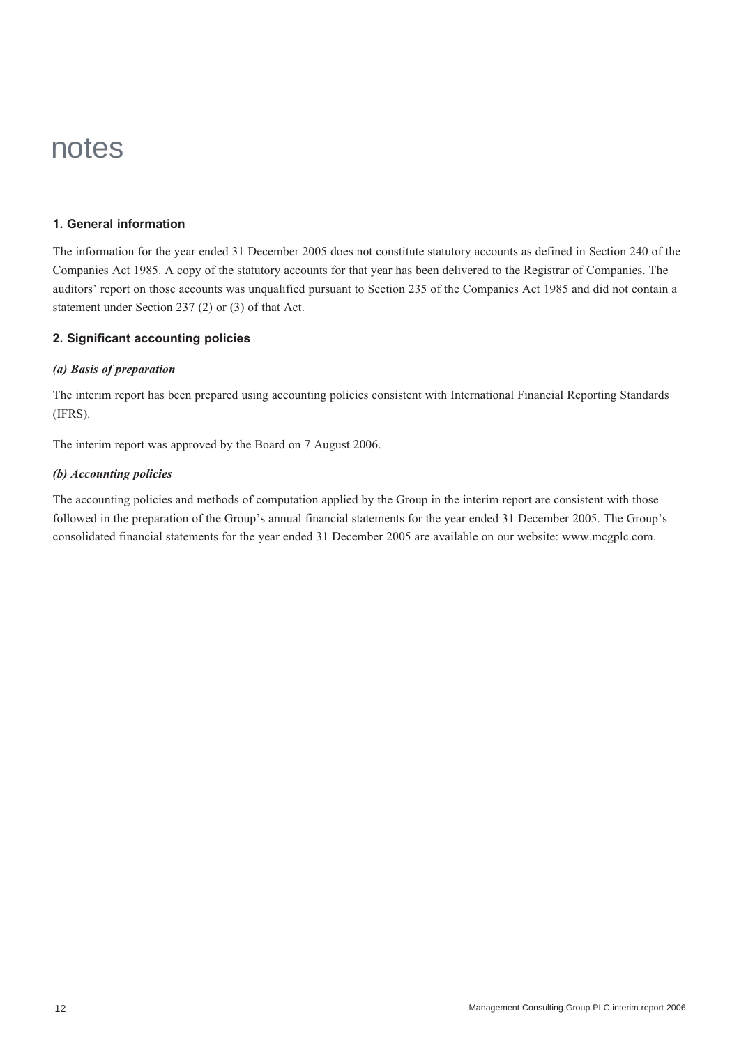# notes

## 1. General information

The information for the year ended 31 December 2005 does not constitute statutory accounts as defined in Section 240 of the Companies Act 1985. A copy of the statutory accounts for that year has been delivered to the Registrar of Companies. The auditors' report on those accounts was unqualified pursuant to Section 235 of the Companies Act 1985 and did not contain a statement under Section 237 (2) or (3) of that Act.

## 2. Significant accounting policies

### *(a) Basis of preparation*

The interim report has been prepared using accounting policies consistent with International Financial Reporting Standards (IFRS).

The interim report was approved by the Board on 7 August 2006.

### *(b) Accounting policies*

The accounting policies and methods of computation applied by the Group in the interim report are consistent with those followed in the preparation of the Group's annual financial statements for the year ended 31 December 2005. The Group's consolidated financial statements for the year ended 31 December 2005 are available on our website: www.mcgplc.com.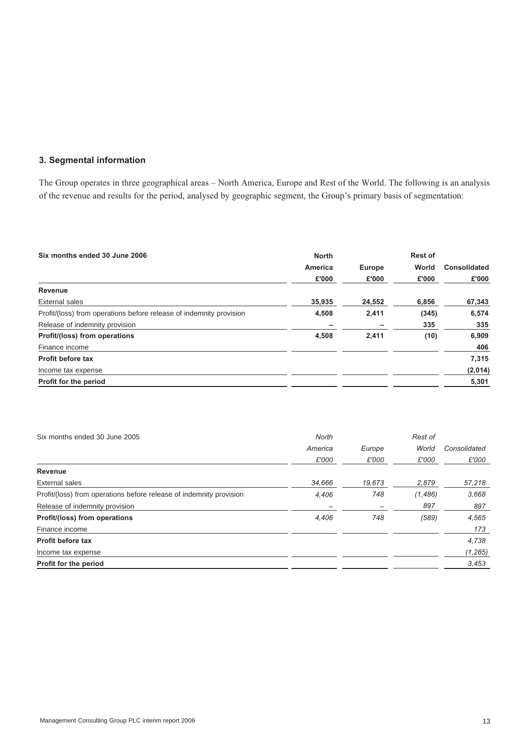## 3. Segmental information

The Group operates in three geographical areas – North America, Europe and Rest of the World. The following is an analysis of the revenue and results for the period, analysed by geographic segment, the Group's primary basis of segmentation:

| **Six months ended 30 June 2006** | **North America £'000** | **Europe £'000** | **Rest of World £'000** | **Consolidated £'000** |
|---|---|---|---|---|
| **Revenue** | | | | |
| External sales | **35,935** | **24,552** | **6,856** | **67,343** |
| Profit/(loss) from operations before release of indemnity provision | **4,508** | **2,411** | **(345)** | **6,574** |
| Release of indemnity provision | **–** | **–** | **335** | **335** |
| **Profit/(loss) from operations** | **4,508** | **2,411** | **(10)** | **6,909** |
| Finance income | | | | **406** |
| **Profit before tax** | | | | **7,315** |
| Income tax expense | | | | **(2,014)** |
| **Profit for the period** | | | | **5,301** |

| Six months ended 30 June 2005 | *North America £'000* | *Europe £'000* | *Rest of World £'000* | *Consolidated £'000* |
|---|---|---|---|---|
| **Revenue** | | | | |
| External sales | *34,666* | *19,673* | *2,879* | *57,218* |
| Profit/(loss) from operations before release of indemnity provision | *4,406* | *748* | *(1,486)* | *3,668* |
| Release of indemnity provision | *–* | *–* | *897* | *897* |
| **Profit/(loss) from operations** | *4,406* | *748* | *(589)* | *4,565* |
| Finance income | | | | *173* |
| **Profit before tax** | | | | *4,738* |
| Income tax expense | | | | *(1,285)* |
| **Profit for the period** | | | | *3,453* |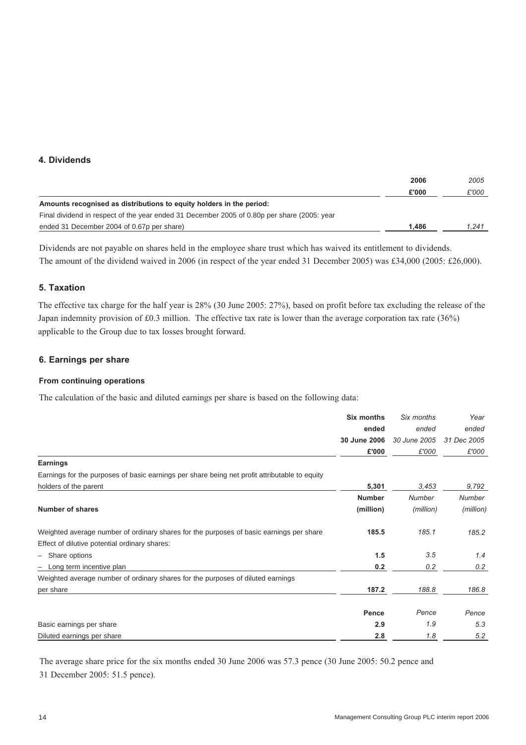## 4. Dividends

| | 2006 | 2005 |
|---|---|---|
| | £'000 | £'000 |
| **Amounts recognised as distributions to equity holders in the period:** | | |
| Final dividend in respect of the year ended 31 December 2005 of 0.80p per share (2005: year ended 31 December 2004 of 0.67p per share) | 1,486 | 1,241 |

Dividends are not payable on shares held in the employee share trust which has waived its entitlement to dividends. The amount of the dividend waived in 2006 (in respect of the year ended 31 December 2005) was £34,000 (2005: £26,000).

## 5. Taxation

The effective tax charge for the half year is 28% (30 June 2005: 27%), based on profit before tax excluding the release of the Japan indemnity provision of £0.3 million. The effective tax rate is lower than the average corporation tax rate (36%) applicable to the Group due to tax losses brought forward.

## 6. Earnings per share

### From continuing operations

The calculation of the basic and diluted earnings per share is based on the following data:

| | Six months ended 30 June 2006 | *Six months ended 30 June 2005* | *Year ended 31 Dec 2005* |
|---|---|---|---|
| | £'000 | *£'000* | *£'000* |
| **Earnings** | | | |
| Earnings for the purposes of basic earnings per share being net profit attributable to equity holders of the parent | 5,301 | *3,453* | *9,792* |
| | Number | *Number* | *Number* |
| **Number of shares** | (million) | *(million)* | *(million)* |
| Weighted average number of ordinary shares for the purposes of basic earnings per share | 185.5 | *185.1* | *185.2* |
| Effect of dilutive potential ordinary shares: | | | |
| – Share options | 1.5 | *3.5* | *1.4* |
| – Long term incentive plan | 0.2 | *0.2* | *0.2* |
| Weighted average number of ordinary shares for the purposes of diluted earnings per share | 187.2 | *188.8* | *186.8* |
| | Pence | *Pence* | *Pence* |
| Basic earnings per share | 2.9 | *1.9* | *5.3* |
| Diluted earnings per share | 2.8 | *1.8* | *5.2* |

The average share price for the six months ended 30 June 2006 was 57.3 pence (30 June 2005: 50.2 pence and 31 December 2005: 51.5 pence).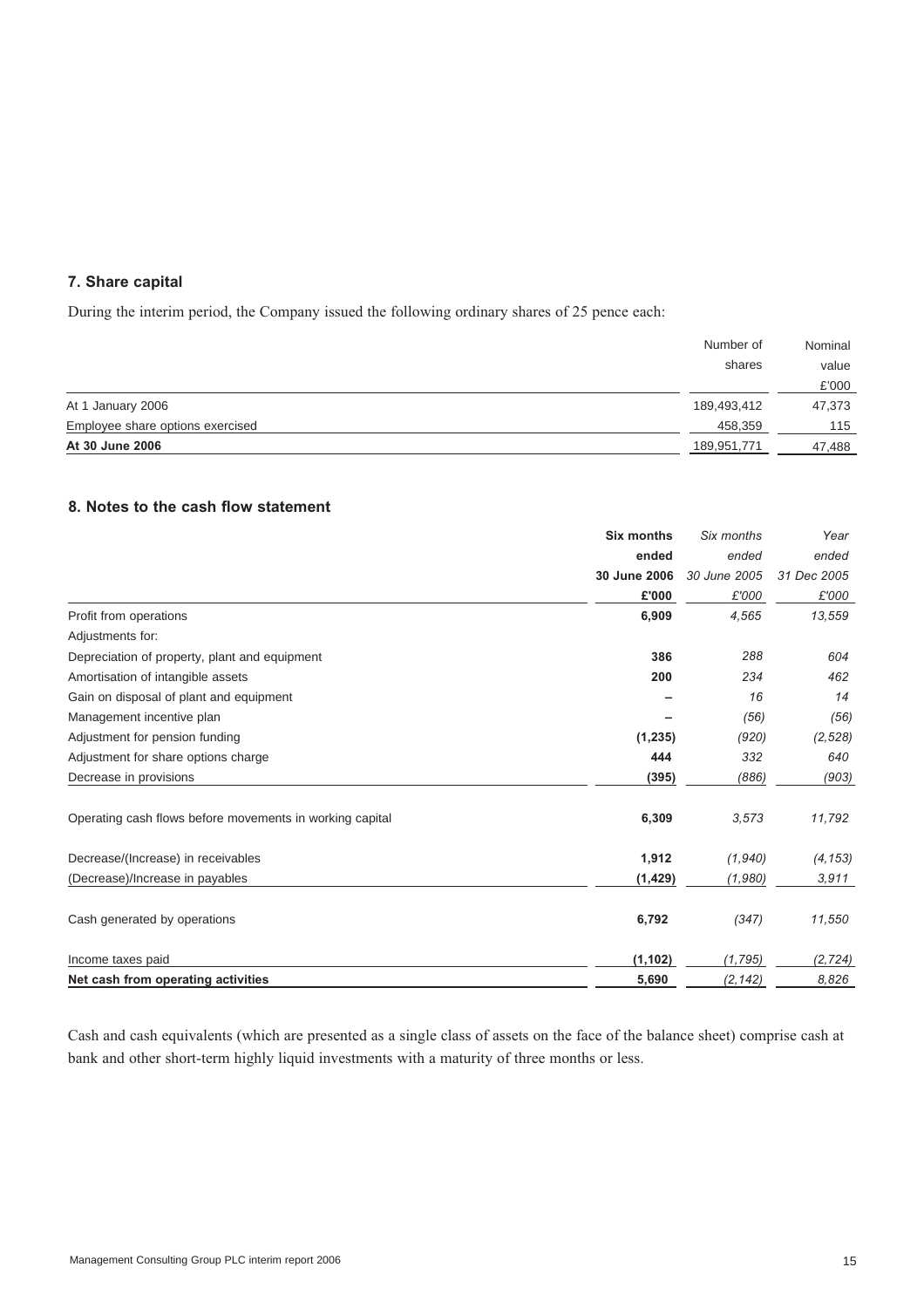## 7. Share capital

During the interim period, the Company issued the following ordinary shares of 25 pence each:

| | Number of shares | Nominal value £'000 |
|---|---|---|
| At 1 January 2006 | 189,493,412 | 47,373 |
| Employee share options exercised | 458,359 | 115 |
| **At 30 June 2006** | 189,951,771 | 47,488 |

## 8. Notes to the cash flow statement

| | **Six months ended 30 June 2006 £'000** | *Six months ended 30 June 2005 £'000* | *Year ended 31 Dec 2005 £'000* |
|---|---|---|---|
| Profit from operations | **6,909** | *4,565* | *13,559* |
| Adjustments for: | | | |
| Depreciation of property, plant and equipment | **386** | *288* | *604* |
| Amortisation of intangible assets | **200** | *234* | *462* |
| Gain on disposal of plant and equipment | **–** | *16* | *14* |
| Management incentive plan | **–** | *(56)* | *(56)* |
| Adjustment for pension funding | **(1,235)** | *(920)* | *(2,528)* |
| Adjustment for share options charge | **444** | *332* | *640* |
| Decrease in provisions | **(395)** | *(886)* | *(903)* |
| Operating cash flows before movements in working capital | **6,309** | *3,573* | *11,792* |
| Decrease/(Increase) in receivables | **1,912** | *(1,940)* | *(4,153)* |
| (Decrease)/Increase in payables | **(1,429)** | *(1,980)* | *3,911* |
| Cash generated by operations | **6,792** | *(347)* | *11,550* |
| Income taxes paid | **(1,102)** | *(1,795)* | *(2,724)* |
| **Net cash from operating activities** | **5,690** | *(2,142)* | *8,826* |

Cash and cash equivalents (which are presented as a single class of assets on the face of the balance sheet) comprise cash at bank and other short-term highly liquid investments with a maturity of three months or less.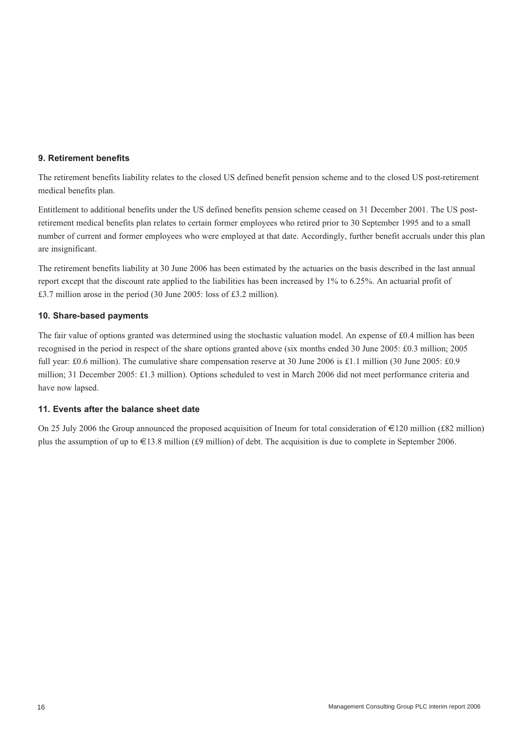### 9. Retirement benefits

The retirement benefits liability relates to the closed US defined benefit pension scheme and to the closed US post-retirement medical benefits plan.

Entitlement to additional benefits under the US defined benefits pension scheme ceased on 31 December 2001. The US post-retirement medical benefits plan relates to certain former employees who retired prior to 30 September 1995 and to a small number of current and former employees who were employed at that date. Accordingly, further benefit accruals under this plan are insignificant.

The retirement benefits liability at 30 June 2006 has been estimated by the actuaries on the basis described in the last annual report except that the discount rate applied to the liabilities has been increased by 1% to 6.25%. An actuarial profit of £3.7 million arose in the period (30 June 2005: loss of £3.2 million).

### 10. Share-based payments

The fair value of options granted was determined using the stochastic valuation model. An expense of £0.4 million has been recognised in the period in respect of the share options granted above (six months ended 30 June 2005: £0.3 million; 2005 full year: £0.6 million). The cumulative share compensation reserve at 30 June 2006 is £1.1 million (30 June 2005: £0.9 million; 31 December 2005: £1.3 million). Options scheduled to vest in March 2006 did not meet performance criteria and have now lapsed.

### 11. Events after the balance sheet date

On 25 July 2006 the Group announced the proposed acquisition of Ineum for total consideration of €120 million (£82 million) plus the assumption of up to €13.8 million (£9 million) of debt. The acquisition is due to complete in September 2006.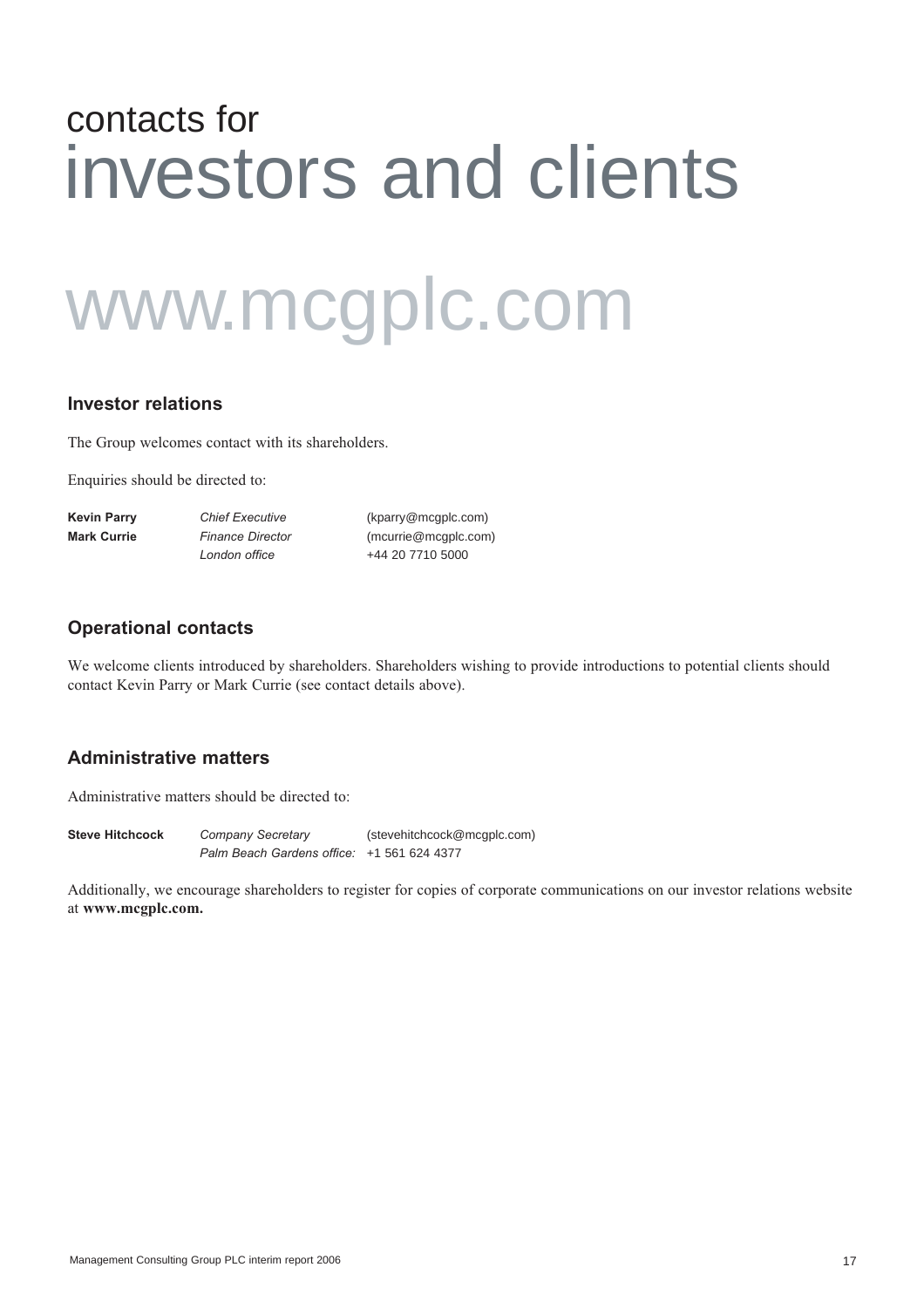# contacts for investors and clients

# www.mcgplc.com

## Investor relations

The Group welcomes contact with its shareholders.

Enquiries should be directed to:

| | | |
|---|---|---|
| **Kevin Parry** | *Chief Executive* | (kparry@mcgplc.com) |
| **Mark Currie** | *Finance Director* | (mcurrie@mcgplc.com) |
| | *London office* | +44 20 7710 5000 |

## Operational contacts

We welcome clients introduced by shareholders. Shareholders wishing to provide introductions to potential clients should contact Kevin Parry or Mark Currie (see contact details above).

## Administrative matters

Administrative matters should be directed to:

| | | |
|---|---|---|
| **Steve Hitchcock** | *Company Secretary* | (stevehitchcock@mcgplc.com) |
| | *Palm Beach Gardens office:* | +1 561 624 4377 |

Additionally, we encourage shareholders to register for copies of corporate communications on our investor relations website at **www.mcgplc.com.**